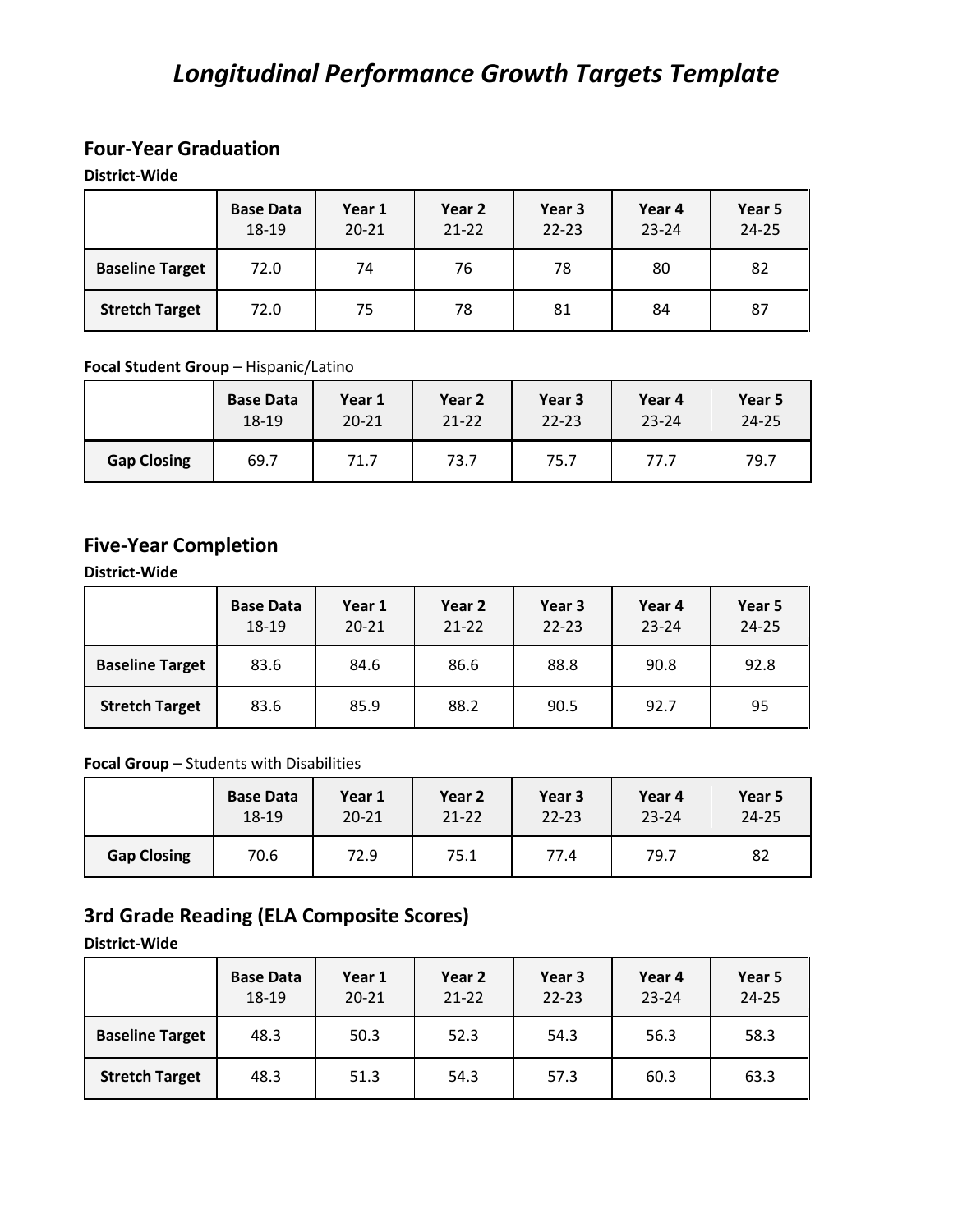# *Longitudinal Performance Growth Targets Template*

## Four-Year Graduation

**District-Wide**

| | **Base Data** 18-19 | **Year 1** 20-21 | **Year 2** 21-22 | **Year 3** 22-23 | **Year 4** 23-24 | **Year 5** 24-25 |
|---|---|---|---|---|---|---|
| **Baseline Target** | 72.0 | 74 | 76 | 78 | 80 | 82 |
| **Stretch Target** | 72.0 | 75 | 78 | 81 | 84 | 87 |

**Focal Student Group** – Hispanic/Latino

| | **Base Data** 18-19 | **Year 1** 20-21 | **Year 2** 21-22 | **Year 3** 22-23 | **Year 4** 23-24 | **Year 5** 24-25 |
|---|---|---|---|---|---|---|
| **Gap Closing** | 69.7 | 71.7 | 73.7 | 75.7 | 77.7 | 79.7 |

## Five-Year Completion

**District-Wide**

| | **Base Data** 18-19 | **Year 1** 20-21 | **Year 2** 21-22 | **Year 3** 22-23 | **Year 4** 23-24 | **Year 5** 24-25 |
|---|---|---|---|---|---|---|
| **Baseline Target** | 83.6 | 84.6 | 86.6 | 88.8 | 90.8 | 92.8 |
| **Stretch Target** | 83.6 | 85.9 | 88.2 | 90.5 | 92.7 | 95 |

**Focal Group** – Students with Disabilities

| | **Base Data** 18-19 | **Year 1** 20-21 | **Year 2** 21-22 | **Year 3** 22-23 | **Year 4** 23-24 | **Year 5** 24-25 |
|---|---|---|---|---|---|---|
| **Gap Closing** | 70.6 | 72.9 | 75.1 | 77.4 | 79.7 | 82 |

## 3rd Grade Reading (ELA Composite Scores)

**District-Wide**

| | **Base Data** 18-19 | **Year 1** 20-21 | **Year 2** 21-22 | **Year 3** 22-23 | **Year 4** 23-24 | **Year 5** 24-25 |
|---|---|---|---|---|---|---|
| **Baseline Target** | 48.3 | 50.3 | 52.3 | 54.3 | 56.3 | 58.3 |
| **Stretch Target** | 48.3 | 51.3 | 54.3 | 57.3 | 60.3 | 63.3 |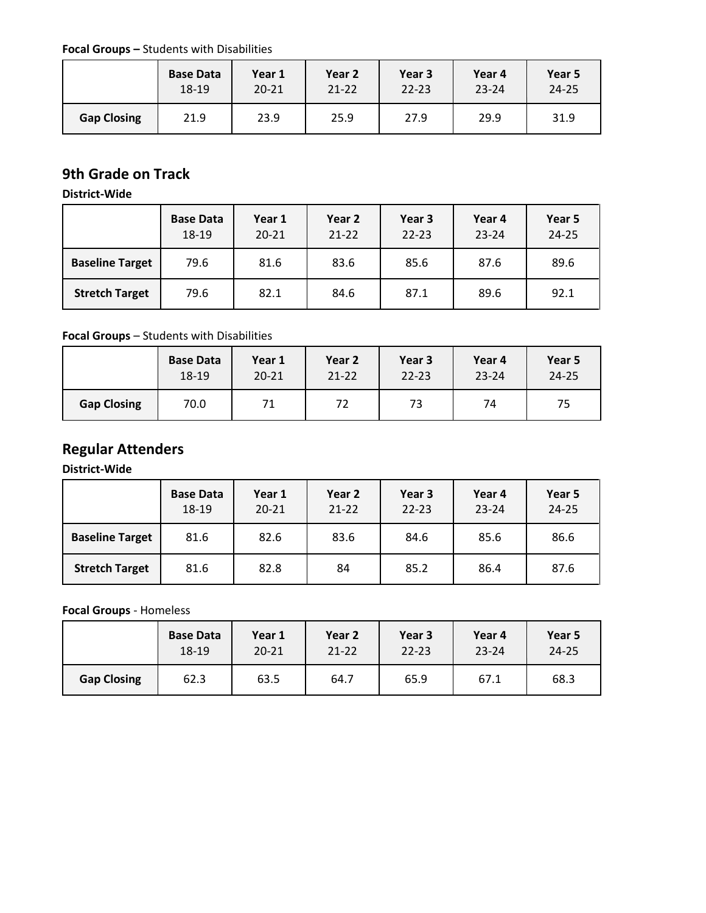**Focal Groups –** Students with Disabilities

| | Base Data 18-19 | Year 1 20-21 | Year 2 21-22 | Year 3 22-23 | Year 4 23-24 | Year 5 24-25 |
|---|---|---|---|---|---|---|
| **Gap Closing** | 21.9 | 23.9 | 25.9 | 27.9 | 29.9 | 31.9 |

## 9th Grade on Track

**District-Wide**

| | Base Data 18-19 | Year 1 20-21 | Year 2 21-22 | Year 3 22-23 | Year 4 23-24 | Year 5 24-25 |
|---|---|---|---|---|---|---|
| **Baseline Target** | 79.6 | 81.6 | 83.6 | 85.6 | 87.6 | 89.6 |
| **Stretch Target** | 79.6 | 82.1 | 84.6 | 87.1 | 89.6 | 92.1 |

**Focal Groups** – Students with Disabilities

| | Base Data 18-19 | Year 1 20-21 | Year 2 21-22 | Year 3 22-23 | Year 4 23-24 | Year 5 24-25 |
|---|---|---|---|---|---|---|
| **Gap Closing** | 70.0 | 71 | 72 | 73 | 74 | 75 |

## Regular Attenders

**District-Wide**

| | Base Data 18-19 | Year 1 20-21 | Year 2 21-22 | Year 3 22-23 | Year 4 23-24 | Year 5 24-25 |
|---|---|---|---|---|---|---|
| **Baseline Target** | 81.6 | 82.6 | 83.6 | 84.6 | 85.6 | 86.6 |
| **Stretch Target** | 81.6 | 82.8 | 84 | 85.2 | 86.4 | 87.6 |

**Focal Groups** - Homeless

| | Base Data 18-19 | Year 1 20-21 | Year 2 21-22 | Year 3 22-23 | Year 4 23-24 | Year 5 24-25 |
|---|---|---|---|---|---|---|
| **Gap Closing** | 62.3 | 63.5 | 64.7 | 65.9 | 67.1 | 68.3 |